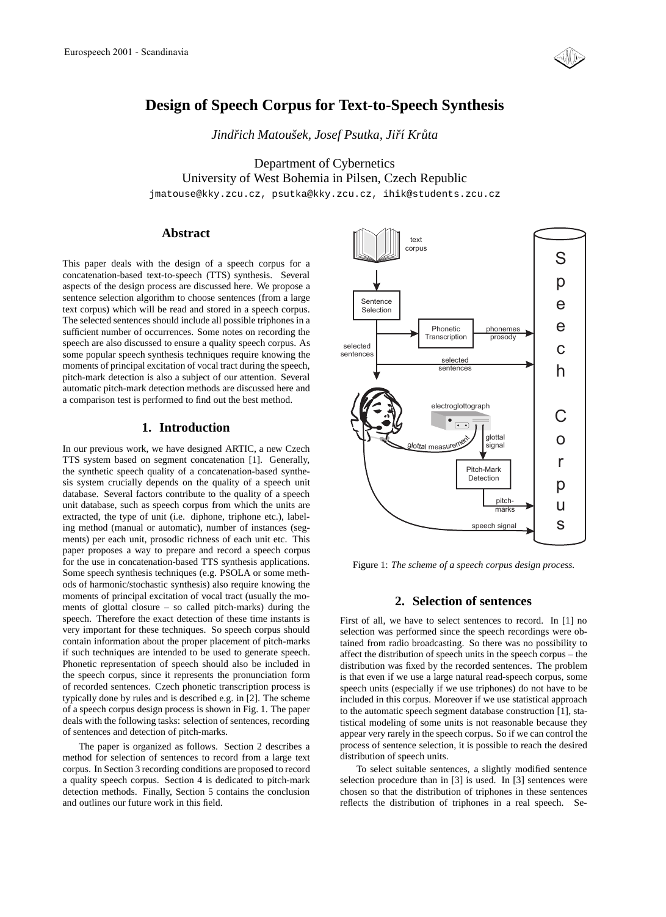# Design of Speech Corpus for Text-to-Speech Synthesis

*Jindřich Matoušek, Josef Psutka, Jiří Krůta*

Department of Cybernetics
University of West Bohemia in Pilsen, Czech Republic
jmatouse@kky.zcu.cz, psutka@kky.zcu.cz, ihik@students.zcu.cz

## Abstract

This paper deals with the design of a speech corpus for a concatenation-based text-to-speech (TTS) synthesis. Several aspects of the design process are discussed here. We propose a sentence selection algorithm to choose sentences (from a large text corpus) which will be read and stored in a speech corpus. The selected sentences should include all possible triphones in a sufficient number of occurrences. Some notes on recording the speech are also discussed to ensure a quality speech corpus. As some popular speech synthesis techniques require knowing the moments of principal excitation of vocal tract during the speech, pitch-mark detection is also a subject of our attention. Several automatic pitch-mark detection methods are discussed here and a comparison test is performed to find out the best method.

## 1. Introduction

In our previous work, we have designed ARTIC, a new Czech TTS system based on segment concatenation [1]. Generally, the synthetic speech quality of a concatenation-based synthesis system crucially depends on the quality of a speech unit database. Several factors contribute to the quality of a speech unit database, such as speech corpus from which the units are extracted, the type of unit (i.e. diphone, triphone etc.), labeling method (manual or automatic), number of instances (segments) per each unit, prosodic richness of each unit etc. This paper proposes a way to prepare and record a speech corpus for the use in concatenation-based TTS synthesis applications. Some speech synthesis techniques (e.g. PSOLA or some methods of harmonic/stochastic synthesis) also require knowing the moments of principal excitation of vocal tract (usually the moments of glottal closure – so called pitch-marks) during the speech. Therefore the exact detection of these time instants is very important for these techniques. So speech corpus should contain information about the proper placement of pitch-marks if such techniques are intended to be used to generate speech. Phonetic representation of speech should also be included in the speech corpus, since it represents the pronunciation form of recorded sentences. Czech phonetic transcription process is typically done by rules and is described e.g. in [2]. The scheme of a speech corpus design process is shown in Fig. 1. The paper deals with the following tasks: selection of sentences, recording of sentences and detection of pitch-marks.

The paper is organized as follows. Section 2 describes a method for selection of sentences to record from a large text corpus. In Section 3 recording conditions are proposed to record a quality speech corpus. Section 4 is dedicated to pitch-mark detection methods. Finally, Section 5 contains the conclusion and outlines our future work in this field.

Figure 1: *The scheme of a speech corpus design process.*

## 2. Selection of sentences

First of all, we have to select sentences to record. In [1] no selection was performed since the speech recordings were obtained from radio broadcasting. So there was no possibility to affect the distribution of speech units in the speech corpus – the distribution was fixed by the recorded sentences. The problem is that even if we use a large natural read-speech corpus, some speech units (especially if we use triphones) do not have to be included in this corpus. Moreover if we use statistical approach to the automatic speech segment database construction [1], statistical modeling of some units is not reasonable because they appear very rarely in the speech corpus. So if we can control the process of sentence selection, it is possible to reach the desired distribution of speech units.

To select suitable sentences, a slightly modified sentence selection procedure than in [3] is used. In [3] sentences were chosen so that the distribution of triphones in these sentences reflects the distribution of triphones in a real speech. Se-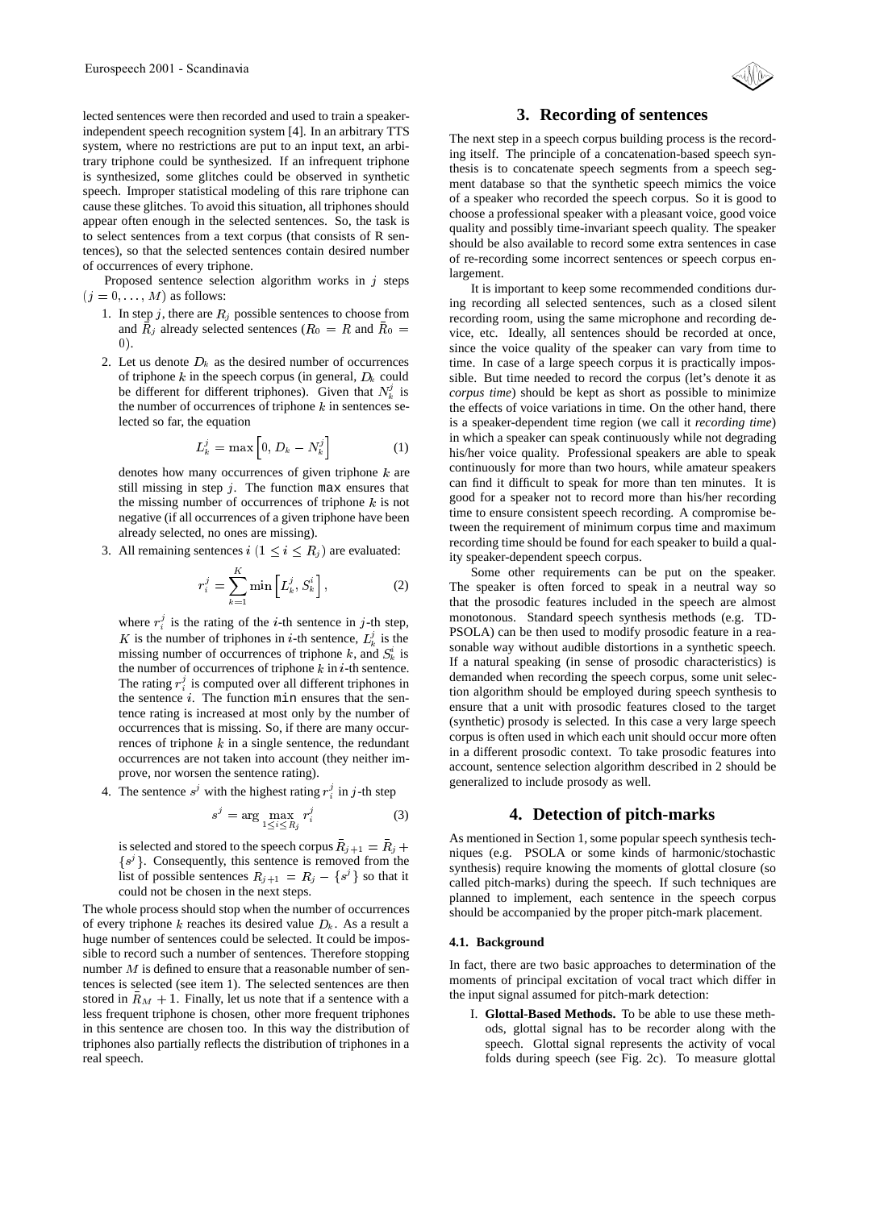lected sentences were then recorded and used to train a speaker-independent speech recognition system [4]. In an arbitrary TTS system, where no restrictions are put to an input text, an arbitrary triphone could be synthesized. If an infrequent triphone is synthesized, some glitches could be observed in synthetic speech. Improper statistical modeling of this rare triphone can cause these glitches. To avoid this situation, all triphones should appear often enough in the selected sentences. So, the task is to select sentences from a text corpus (that consists of R sentences), so that the selected sentences contain desired number of occurrences of every triphone.

Proposed sentence selection algorithm works in $j$ steps $(j = 0, \ldots, M)$ as follows:

1. In step $j$, there are $R_j$ possible sentences to choose from and $\bar{R}_j$ already selected sentences ($R_0 = R$ and $\bar{R}_0 = 0$).

2. Let us denote $D_k$ as the desired number of occurrences of triphone $k$ in the speech corpus (in general, $D_k$ could be different for different triphones). Given that $N_k^j$ is the number of occurrences of triphone $k$ in sentences selected so far, the equation

$$L_k^j = \max\left[0, D_k - N_k^j\right] \tag{1}$$

denotes how many occurrences of given triphone $k$ are still missing in step $j$. The function `max` ensures that the missing number of occurrences of triphone $k$ is not negative (if all occurrences of a given triphone have been already selected, no ones are missing).

3. All remaining sentences $i$ $(1 \leq i \leq R_j)$ are evaluated:

$$r_i^j = \sum_{k=1}^{K} \min\left[L_k^j, S_k^i\right], \tag{2}$$

where $r_i^j$ is the rating of the $i$-th sentence in $j$-th step, $K$ is the number of triphones in $i$-th sentence, $L_k^j$ is the missing number of occurrences of triphone $k$, and $S_k^i$ is the number of occurrences of triphone $k$ in $i$-th sentence. The rating $r_i^j$ is computed over all different triphones in the sentence $i$. The function `min` ensures that the sentence rating is increased at most only by the number of occurrences that is missing. So, if there are many occurrences of triphone $k$ in a single sentence, the redundant occurrences are not taken into account (they neither improve, nor worsen the sentence rating).

4. The sentence $s^j$ with the highest rating $r_i^j$ in $j$-th step

$$s^j = \arg\max_{1 \leq i \leq R_j} r_i^j \tag{3}$$

is selected and stored to the speech corpus $\bar{R}_{j+1} = \bar{R}_j + \{s^j\}$. Consequently, this sentence is removed from the list of possible sentences $R_{j+1} = R_j - \{s^j\}$ so that it could not be chosen in the next steps.

The whole process should stop when the number of occurrences of every triphone $k$ reaches its desired value $D_k$. As a result a huge number of sentences could be selected. It could be impossible to record such a number of sentences. Therefore stopping number $M$ is defined to ensure that a reasonable number of sentences is selected (see item 1). The selected sentences are then stored in $\bar{R}_M + 1$. Finally, let us note that if a sentence with a less frequent triphone is chosen, other more frequent triphones in this sentence are chosen too. In this way the distribution of triphones also partially reflects the distribution of triphones in a real speech.

## 3. Recording of sentences

The next step in a speech corpus building process is the recording itself. The principle of a concatenation-based speech synthesis is to concatenate speech segments from a speech segment database so that the synthetic speech mimics the voice of a speaker who recorded the speech corpus. So it is good to choose a professional speaker with a pleasant voice, good voice quality and possibly time-invariant speech quality. The speaker should be also available to record some extra sentences in case of re-recording some incorrect sentences or speech corpus enlargement.

It is important to keep some recommended conditions during recording all selected sentences, such as a closed silent recording room, using the same microphone and recording device, etc. Ideally, all sentences should be recorded at once, since the voice quality of the speaker can vary from time to time. In case of a large speech corpus it is practically impossible. But time needed to record the corpus (let's denote it as *corpus time*) should be kept as short as possible to minimize the effects of voice variations in time. On the other hand, there is a speaker-dependent time region (we call it *recording time*) in which a speaker can speak continuously while not degrading his/her voice quality. Professional speakers are able to speak continuously for more than two hours, while amateur speakers can find it difficult to speak for more than ten minutes. It is good for a speaker not to record more than his/her recording time to ensure consistent speech recording. A compromise between the requirement of minimum corpus time and maximum recording time should be found for each speaker to build a quality speaker-dependent speech corpus.

Some other requirements can be put on the speaker. The speaker is often forced to speak in a neutral way so that the prosodic features included in the speech are almost monotonous. Standard speech synthesis methods (e.g. TD-PSOLA) can be then used to modify prosodic feature in a reasonable way without audible distortions in a synthetic speech. If a natural speaking (in sense of prosodic characteristics) is demanded when recording the speech corpus, some unit selection algorithm should be employed during speech synthesis to ensure that a unit with prosodic features closed to the target (synthetic) prosody is selected. In this case a very large speech corpus is often used in which each unit should occur more often in a different prosodic context. To take prosodic features into account, sentence selection algorithm described in 2 should be generalized to include prosody as well.

## 4. Detection of pitch-marks

As mentioned in Section 1, some popular speech synthesis techniques (e.g. PSOLA or some kinds of harmonic/stochastic synthesis) require knowing the moments of glottal closure (so called pitch-marks) during the speech. If such techniques are planned to implement, each sentence in the speech corpus should be accompanied by the proper pitch-mark placement.

### 4.1. Background

In fact, there are two basic approaches to determination of the moments of principal excitation of vocal tract which differ in the input signal assumed for pitch-mark detection:

I. **Glottal-Based Methods.** To be able to use these methods, glottal signal has to be recorder along with the speech. Glottal signal represents the activity of vocal folds during speech (see Fig. 2c). To measure glottal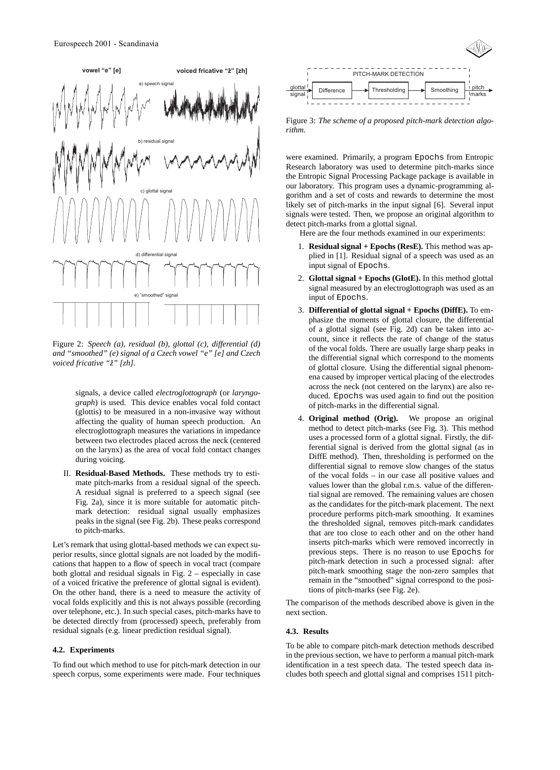Figure 2: *Speech (a), residual (b), glottal (c), differential (d) and "smoothed" (e) signal of a Czech vowel "e" [e] and Czech voiced fricative "ž" [zh].*

signals, a device called *electroglottograph* (or *laryngograph*) is used. This device enables vocal fold contact (glottis) to be measured in a non-invasive way without affecting the quality of human speech production. An electroglottograph measures the variations in impedance between two electrodes placed across the neck (centered on the larynx) as the area of vocal fold contact changes during voicing.

II. **Residual-Based Methods.** These methods try to estimate pitch-marks from a residual signal of the speech. A residual signal is preferred to a speech signal (see Fig. 2a), since it is more suitable for automatic pitch-mark detection: residual signal usually emphasizes peaks in the signal (see Fig. 2b). These peaks correspond to pitch-marks.

Let's remark that using glottal-based methods we can expect superior results, since glottal signals are not loaded by the modifications that happen to a flow of speech in vocal tract (compare both glottal and residual signals in Fig. 2 – especially in case of a voiced fricative the preference of glottal signal is evident). On the other hand, there is a need to measure the activity of vocal folds explicitly and this is not always possible (recording over telephone, etc.). In such special cases, pitch-marks have to be detected directly from (processed) speech, preferably from residual signals (e.g. linear prediction residual signal).

### 4.2. Experiments

To find out which method to use for pitch-mark detection in our speech corpus, some experiments were made. Four techniques were examined. Primarily, a program Epochs from Entropic Research laboratory was used to determine pitch-marks since the Entropic Signal Processing Package package is available in our laboratory. This program uses a dynamic-programming algorithm and a set of costs and rewards to determine the most likely set of pitch-marks in the input signal [6]. Several input signals were tested. Then, we propose an original algorithm to detect pitch-marks from a glottal signal.

Figure 3: *The scheme of a proposed pitch-mark detection algorithm.*

Here are the four methods examined in our experiments:

1. **Residual signal + Epochs (ResE).** This method was applied in [1]. Residual signal of a speech was used as an input signal of Epochs.
2. **Glottal signal + Epochs (GlotE).** In this method glottal signal measured by an electroglottograph was used as an input of Epochs.
3. **Differential of glottal signal + Epochs (DiffE).** To emphasize the moments of glottal closure, the differential of a glottal signal (see Fig. 2d) can be taken into account, since it reflects the rate of change of the status of the vocal folds. There are usually large sharp peaks in the differential signal which correspond to the moments of glottal closure. Using the differential signal phenomena caused by improper vertical placing of the electrodes across the neck (not centered on the larynx) are also reduced. Epochs was used again to find out the position of pitch-marks in the differential signal.
4. **Original method (Orig).** We propose an original method to detect pitch-marks (see Fig. 3). This method uses a processed form of a glottal signal. Firstly, the differential signal is derived from the glottal signal (as in DiffE method). Then, thresholding is performed on the differential signal to remove slow changes of the status of the vocal folds – in our case all positive values and values lower than the global r.m.s. value of the differential signal are removed. The remaining values are chosen as the candidates for the pitch-mark placement. The next procedure performs pitch-mark smoothing. It examines the thresholded signal, removes pitch-mark candidates that are too close to each other and on the other hand inserts pitch-marks which were removed incorrectly in previous steps. There is no reason to use Epochs for pitch-mark detection in such a processed signal: after pitch-mark smoothing stage the non-zero samples that remain in the "smoothed" signal correspond to the positions of pitch-marks (see Fig. 2e).

The comparison of the methods described above is given in the next section.

### 4.3. Results

To be able to compare pitch-mark detection methods described in the previous section, we have to perform a manual pitch-mark identification in a test speech data. The tested speech data includes both speech and glottal signal and comprises 1511 pitch-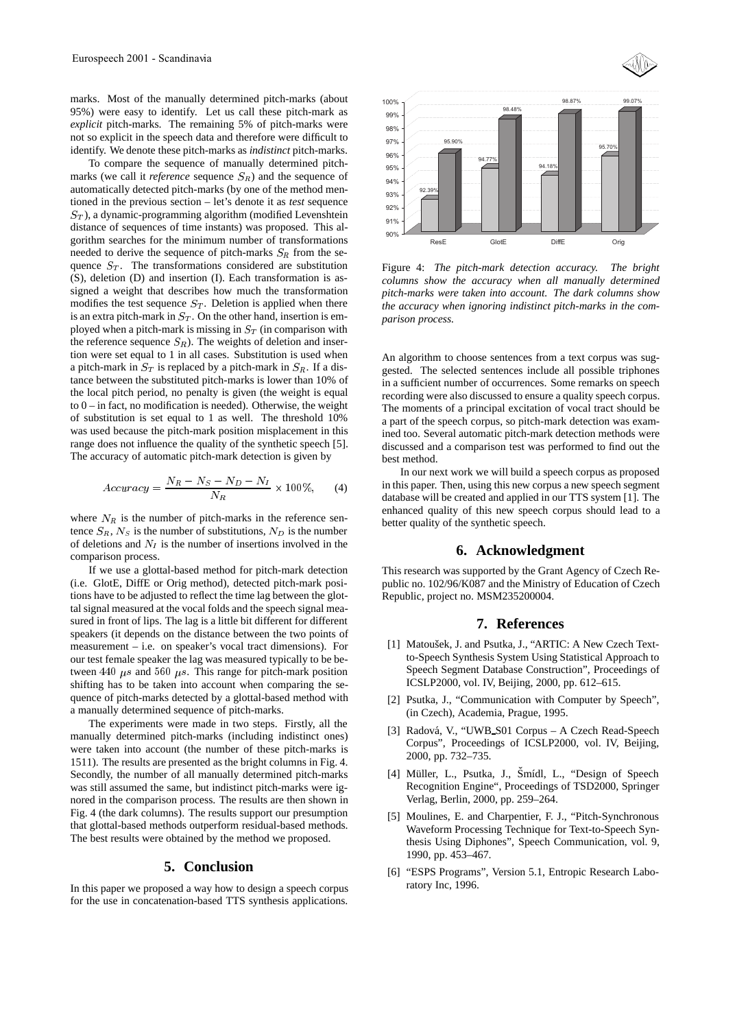marks. Most of the manually determined pitch-marks (about 95%) were easy to identify. Let us call these pitch-mark as *explicit* pitch-marks. The remaining 5% of pitch-marks were not so explicit in the speech data and therefore were difficult to identify. We denote these pitch-marks as *indistinct* pitch-marks.

To compare the sequence of manually determined pitch-marks (we call it *reference* sequence $S_R$) and the sequence of automatically detected pitch-marks (by one of the method mentioned in the previous section – let's denote it as *test* sequence $S_T$), a dynamic-programming algorithm (modified Levenshtein distance of sequences of time instants) was proposed. This algorithm searches for the minimum number of transformations needed to derive the sequence of pitch-marks $S_R$ from the sequence $S_T$. The transformations considered are substitution (S), deletion (D) and insertion (I). Each transformation is assigned a weight that describes how much the transformation modifies the test sequence $S_T$. Deletion is applied when there is an extra pitch-mark in $S_T$. On the other hand, insertion is employed when a pitch-mark is missing in $S_T$ (in comparison with the reference sequence $S_R$). The weights of deletion and insertion were set equal to 1 in all cases. Substitution is used when a pitch-mark in $S_T$ is replaced by a pitch-mark in $S_R$. If a distance between the substituted pitch-marks is lower than 10% of the local pitch period, no penalty is given (the weight is equal to 0 – in fact, no modification is needed). Otherwise, the weight of substitution is set equal to 1 as well. The threshold 10% was used because the pitch-mark position misplacement in this range does not influence the quality of the synthetic speech [5]. The accuracy of automatic pitch-mark detection is given by

$$Accuracy = \frac{N_R - N_S - N_D - N_I}{N_R} \times 100\%, \quad (4)$$

where $N_R$ is the number of pitch-marks in the reference sentence $S_R$, $N_S$ is the number of substitutions, $N_D$ is the number of deletions and $N_I$ is the number of insertions involved in the comparison process.

If we use a glottal-based method for pitch-mark detection (i.e. GlotE, DiffE or Orig method), detected pitch-mark positions have to be adjusted to reflect the time lag between the glottal signal measured at the vocal folds and the speech signal measured in front of lips. The lag is a little bit different for different speakers (it depends on the distance between the two points of measurement – i.e. on speaker's vocal tract dimensions). For our test female speaker the lag was measured typically to be between 440 $\mu s$ and 560 $\mu s$. This range for pitch-mark position shifting has to be taken into account when comparing the sequence of pitch-marks detected by a glottal-based method with a manually determined sequence of pitch-marks.

The experiments were made in two steps. Firstly, all the manually determined pitch-marks (including indistinct ones) were taken into account (the number of these pitch-marks is 1511). The results are presented as the bright columns in Fig. 4. Secondly, the number of all manually determined pitch-marks was still assumed the same, but indistinct pitch-marks were ignored in the comparison process. The results are then shown in Fig. 4 (the dark columns). The results support our presumption that glottal-based methods outperform residual-based methods. The best results were obtained by the method we proposed.

100%
99%
98%
97%
96%
95%
94%
93%
92%
91%
90%

92.39% 95.90% 94.77% 98.48% 94.18% 98.87% 95.70% 99.07%

ResE GlotE DiffE Orig

Figure 4: *The pitch-mark detection accuracy. The bright columns show the accuracy when all manually determined pitch-marks were taken into account. The dark columns show the accuracy when ignoring indistinct pitch-marks in the comparison process.*

## 5. Conclusion

In this paper we proposed a way how to design a speech corpus for the use in concatenation-based TTS synthesis applications. An algorithm to choose sentences from a text corpus was suggested. The selected sentences include all possible triphones in a sufficient number of occurrences. Some remarks on speech recording were also discussed to ensure a quality speech corpus. The moments of a principal excitation of vocal tract should be a part of the speech corpus, so pitch-mark detection was examined too. Several automatic pitch-mark detection methods were discussed and a comparison test was performed to find out the best method.

In our next work we will build a speech corpus as proposed in this paper. Then, using this new corpus a new speech segment database will be created and applied in our TTS system [1]. The enhanced quality of this new speech corpus should lead to a better quality of the synthetic speech.

## 6. Acknowledgment

This research was supported by the Grant Agency of Czech Republic no. 102/96/K087 and the Ministry of Education of Czech Republic, project no. MSM235200004.

## 7. References

[1] Matoušek, J. and Psutka, J., "ARTIC: A New Czech Text-to-Speech Synthesis System Using Statistical Approach to Speech Segment Database Construction", Proceedings of ICSLP2000, vol. IV, Beijing, 2000, pp. 612–615.

[2] Psutka, J., "Communication with Computer by Speech", (in Czech), Academia, Prague, 1995.

[3] Radová, V., "UWB_S01 Corpus – A Czech Read-Speech Corpus", Proceedings of ICSLP2000, vol. IV, Beijing, 2000, pp. 732–735.

[4] Müller, L., Psutka, J., Šmídl, L., "Design of Speech Recognition Engine", Proceedings of TSD2000, Springer Verlag, Berlin, 2000, pp. 259–264.

[5] Moulines, E. and Charpentier, F. J., "Pitch-Synchronous Waveform Processing Technique for Text-to-Speech Synthesis Using Diphones", Speech Communication, vol. 9, 1990, pp. 453–467.

[6] "ESPS Programs", Version 5.1, Entropic Research Laboratory Inc, 1996.